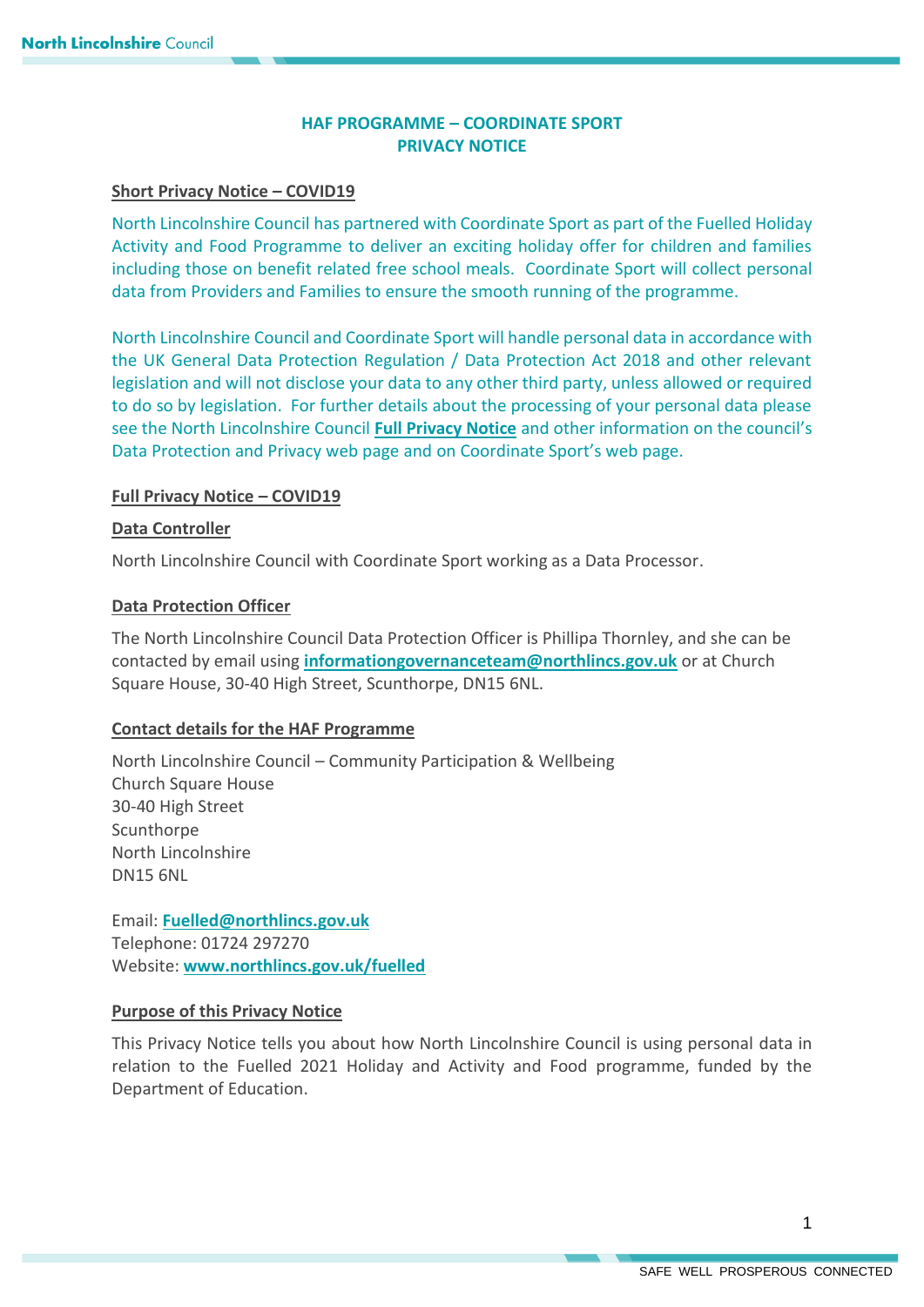# HAF PROGRAMME – COORDINATE SPORT
# PRIVACY NOTICE

## Short Privacy Notice – COVID19

North Lincolnshire Council has partnered with Coordinate Sport as part of the Fuelled Holiday Activity and Food Programme to deliver an exciting holiday offer for children and families including those on benefit related free school meals. Coordinate Sport will collect personal data from Providers and Families to ensure the smooth running of the programme.

North Lincolnshire Council and Coordinate Sport will handle personal data in accordance with the UK General Data Protection Regulation / Data Protection Act 2018 and other relevant legislation and will not disclose your data to any other third party, unless allowed or required to do so by legislation. For further details about the processing of your personal data please see the North Lincolnshire Council **Full Privacy Notice** and other information on the council's Data Protection and Privacy web page and on Coordinate Sport's web page.

## Full Privacy Notice – COVID19

### Data Controller

North Lincolnshire Council with Coordinate Sport working as a Data Processor.

### Data Protection Officer

The North Lincolnshire Council Data Protection Officer is Phillipa Thornley, and she can be contacted by email using **informationgovernanceteam@northlincs.gov.uk** or at Church Square House, 30-40 High Street, Scunthorpe, DN15 6NL.

### Contact details for the HAF Programme

North Lincolnshire Council – Community Participation & Wellbeing
Church Square House
30-40 High Street
Scunthorpe
North Lincolnshire
DN15 6NL

Email: **Fuelled@northlincs.gov.uk**
Telephone: 01724 297270
Website: **www.northlincs.gov.uk/fuelled**

### Purpose of this Privacy Notice

This Privacy Notice tells you about how North Lincolnshire Council is using personal data in relation to the Fuelled 2021 Holiday and Activity and Food programme, funded by the Department of Education.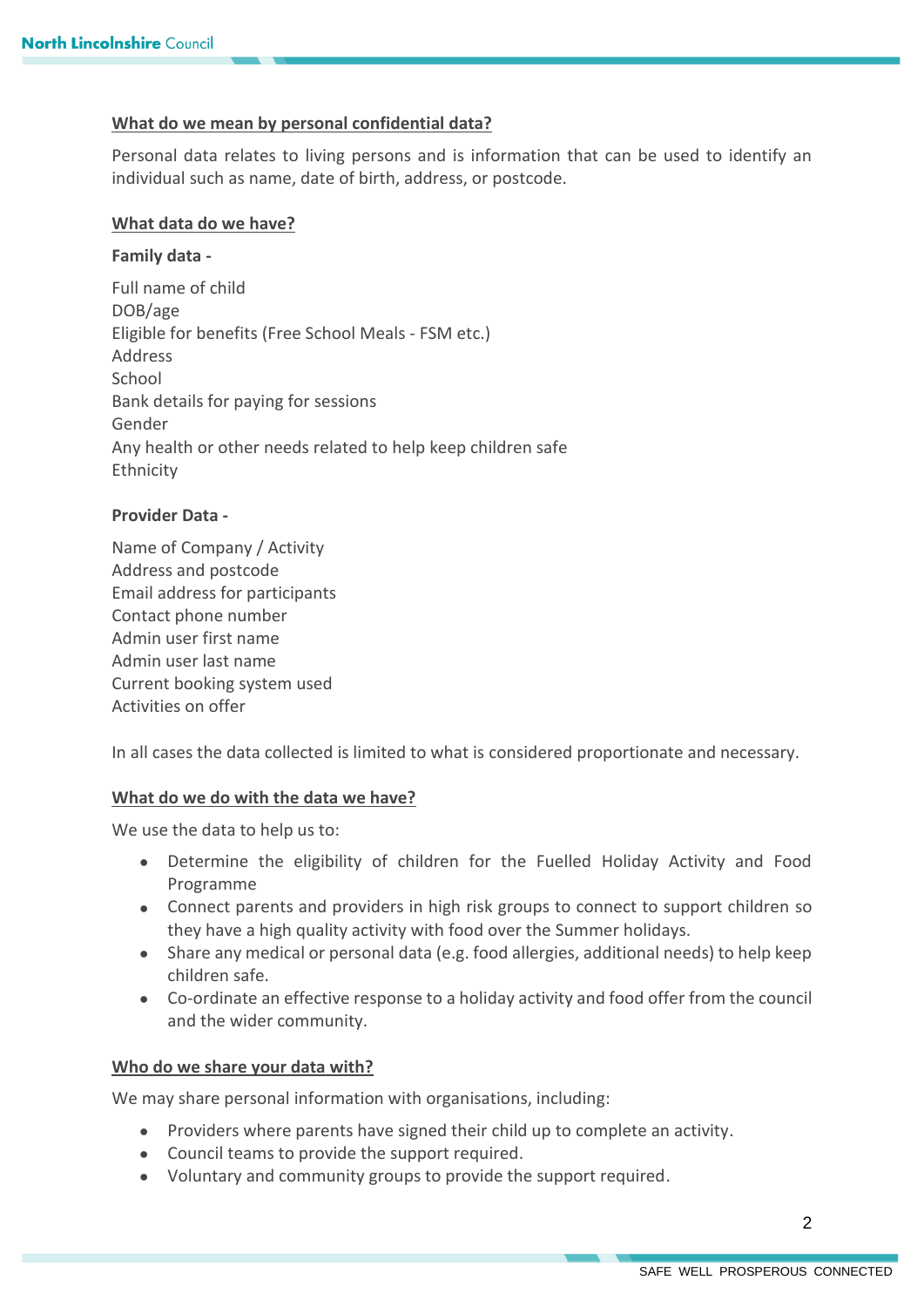## What do we mean by personal confidential data?

Personal data relates to living persons and is information that can be used to identify an individual such as name, date of birth, address, or postcode.

## What data do we have?

**Family data -**

Full name of child
DOB/age
Eligible for benefits (Free School Meals - FSM etc.)
Address
School
Bank details for paying for sessions
Gender
Any health or other needs related to help keep children safe
Ethnicity

**Provider Data -**

Name of Company / Activity
Address and postcode
Email address for participants
Contact phone number
Admin user first name
Admin user last name
Current booking system used
Activities on offer

In all cases the data collected is limited to what is considered proportionate and necessary.

## What do we do with the data we have?

We use the data to help us to:

- Determine the eligibility of children for the Fuelled Holiday Activity and Food Programme
- Connect parents and providers in high risk groups to connect to support children so they have a high quality activity with food over the Summer holidays.
- Share any medical or personal data (e.g. food allergies, additional needs) to help keep children safe.
- Co-ordinate an effective response to a holiday activity and food offer from the council and the wider community.

## Who do we share your data with?

We may share personal information with organisations, including:

- Providers where parents have signed their child up to complete an activity.
- Council teams to provide the support required.
- Voluntary and community groups to provide the support required.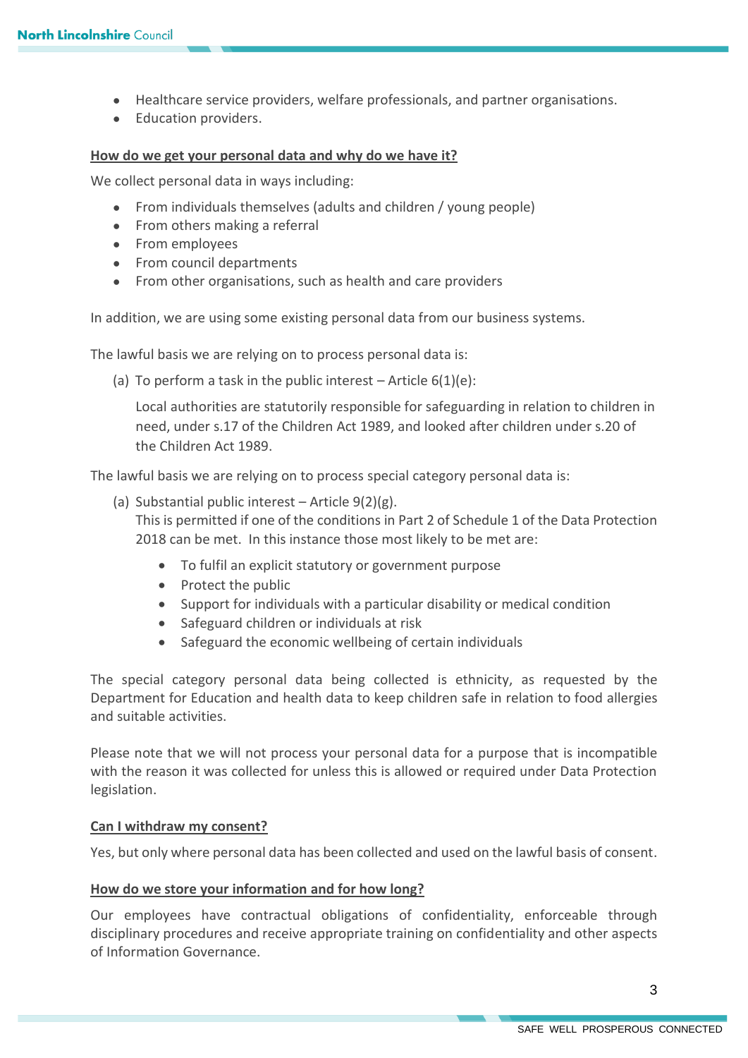- Healthcare service providers, welfare professionals, and partner organisations.
- Education providers.

**How do we get your personal data and why do we have it?**

We collect personal data in ways including:

- From individuals themselves (adults and children / young people)
- From others making a referral
- From employees
- From council departments
- From other organisations, such as health and care providers

In addition, we are using some existing personal data from our business systems.

The lawful basis we are relying on to process personal data is:

(a) To perform a task in the public interest – Article 6(1)(e):

Local authorities are statutorily responsible for safeguarding in relation to children in need, under s.17 of the Children Act 1989, and looked after children under s.20 of the Children Act 1989.

The lawful basis we are relying on to process special category personal data is:

(a) Substantial public interest – Article 9(2)(g).
This is permitted if one of the conditions in Part 2 of Schedule 1 of the Data Protection 2018 can be met. In this instance those most likely to be met are:

- To fulfil an explicit statutory or government purpose
- Protect the public
- Support for individuals with a particular disability or medical condition
- Safeguard children or individuals at risk
- Safeguard the economic wellbeing of certain individuals

The special category personal data being collected is ethnicity, as requested by the Department for Education and health data to keep children safe in relation to food allergies and suitable activities.

Please note that we will not process your personal data for a purpose that is incompatible with the reason it was collected for unless this is allowed or required under Data Protection legislation.

**Can I withdraw my consent?**

Yes, but only where personal data has been collected and used on the lawful basis of consent.

**How do we store your information and for how long?**

Our employees have contractual obligations of confidentiality, enforceable through disciplinary procedures and receive appropriate training on confidentiality and other aspects of Information Governance.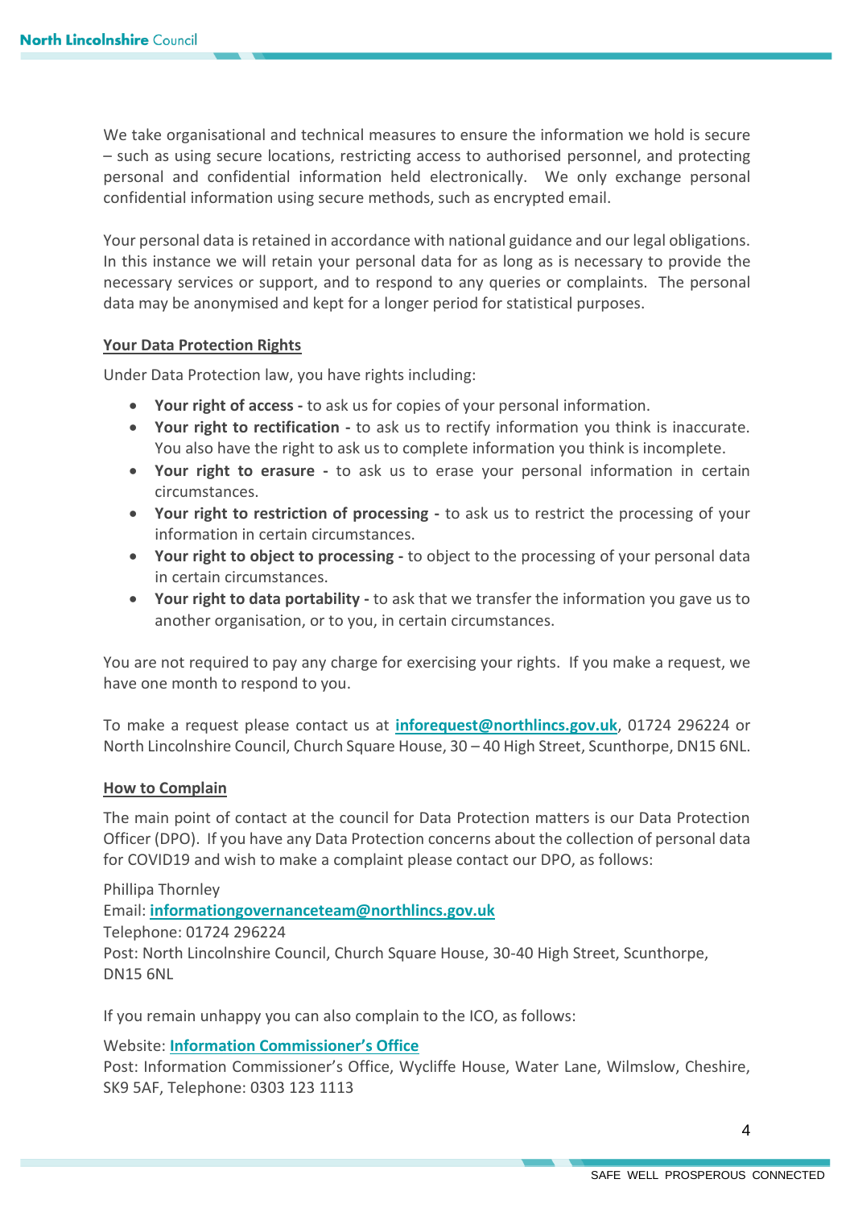We take organisational and technical measures to ensure the information we hold is secure – such as using secure locations, restricting access to authorised personnel, and protecting personal and confidential information held electronically. We only exchange personal confidential information using secure methods, such as encrypted email.

Your personal data is retained in accordance with national guidance and our legal obligations. In this instance we will retain your personal data for as long as is necessary to provide the necessary services or support, and to respond to any queries or complaints. The personal data may be anonymised and kept for a longer period for statistical purposes.

## Your Data Protection Rights

Under Data Protection law, you have rights including:

- **Your right of access -** to ask us for copies of your personal information.
- **Your right to rectification -** to ask us to rectify information you think is inaccurate. You also have the right to ask us to complete information you think is incomplete.
- **Your right to erasure -** to ask us to erase your personal information in certain circumstances.
- **Your right to restriction of processing -** to ask us to restrict the processing of your information in certain circumstances.
- **Your right to object to processing -** to object to the processing of your personal data in certain circumstances.
- **Your right to data portability -** to ask that we transfer the information you gave us to another organisation, or to you, in certain circumstances.

You are not required to pay any charge for exercising your rights. If you make a request, we have one month to respond to you.

To make a request please contact us at **inforequest@northlincs.gov.uk**, 01724 296224 or North Lincolnshire Council, Church Square House, 30 – 40 High Street, Scunthorpe, DN15 6NL.

## How to Complain

The main point of contact at the council for Data Protection matters is our Data Protection Officer (DPO). If you have any Data Protection concerns about the collection of personal data for COVID19 and wish to make a complaint please contact our DPO, as follows:

Phillipa Thornley
Email: **informationgovernanceteam@northlincs.gov.uk**
Telephone: 01724 296224
Post: North Lincolnshire Council, Church Square House, 30-40 High Street, Scunthorpe, DN15 6NL

If you remain unhappy you can also complain to the ICO, as follows:

Website: **Information Commissioner's Office**
Post: Information Commissioner's Office, Wycliffe House, Water Lane, Wilmslow, Cheshire, SK9 5AF, Telephone: 0303 123 1113